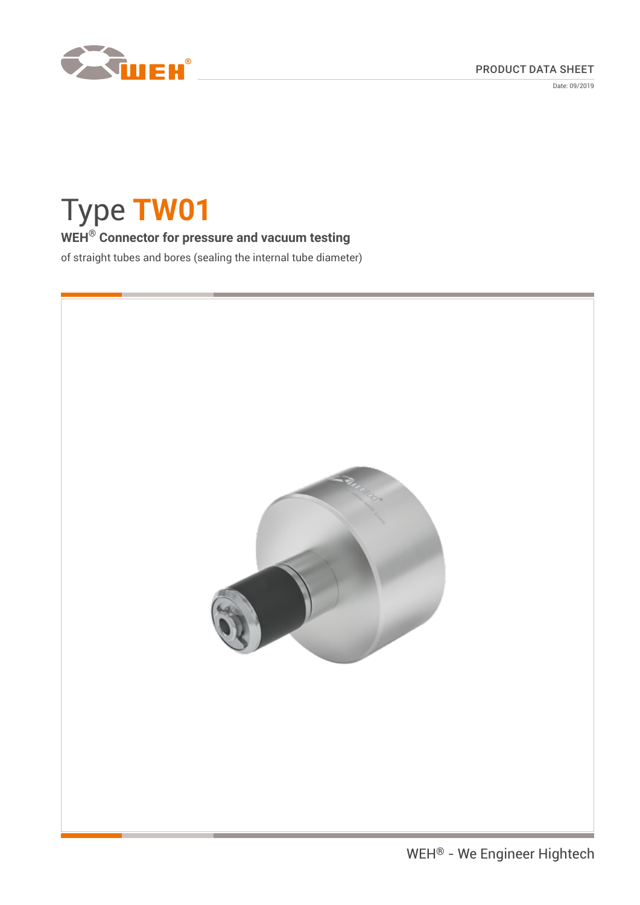PRODUCT DATA SHEET

Date: 09/2019

# Type TW01

## WEH® Connector for pressure and vacuum testing

of straight tubes and bores (sealing the internal tube diameter)

WEH® - We Engineer Hightech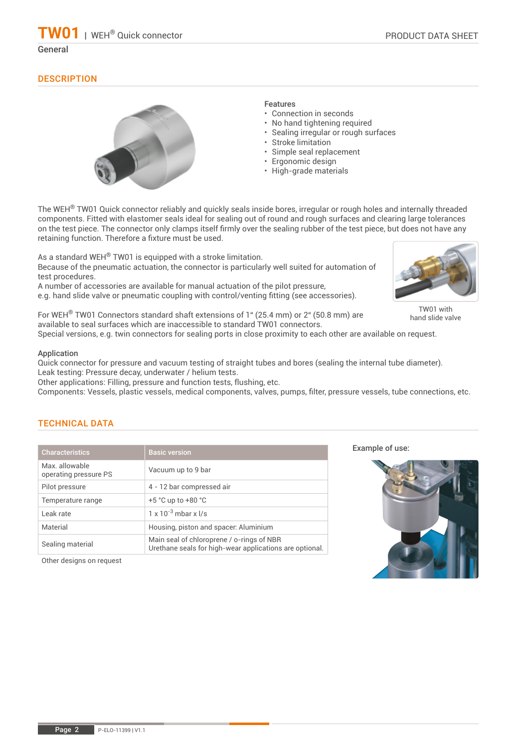# TW01 | WEH® Quick connector

General

## DESCRIPTION

**Features**

- Connection in seconds
- No hand tightening required
- Sealing irregular or rough surfaces
- Stroke limitation
- Simple seal replacement
- Ergonomic design
- High-grade materials

The WEH® TW01 Quick connector reliably and quickly seals inside bores, irregular or rough holes and internally threaded components. Fitted with elastomer seals ideal for sealing out of round and rough surfaces and clearing large tolerances on the test piece. The connector only clamps itself firmly over the sealing rubber of the test piece, but does not have any retaining function. Therefore a fixture must be used.

As a standard WEH® TW01 is equipped with a stroke limitation.
Because of the pneumatic actuation, the connector is particularly well suited for automation of test procedures.
A number of accessories are available for manual actuation of the pilot pressure,
e.g. hand slide valve or pneumatic coupling with control/venting fitting (see accessories).

TW01 with hand slide valve

For WEH® TW01 Connectors standard shaft extensions of 1" (25.4 mm) or 2" (50.8 mm) are available to seal surfaces which are inaccessible to standard TW01 connectors.
Special versions, e.g. twin connectors for sealing ports in close proximity to each other are available on request.

**Application**
Quick connector for pressure and vacuum testing of straight tubes and bores (sealing the internal tube diameter).
Leak testing: Pressure decay, underwater / helium tests.
Other applications: Filling, pressure and function tests, flushing, etc.
Components: Vessels, plastic vessels, medical components, valves, pumps, filter, pressure vessels, tube connections, etc.

## TECHNICAL DATA

| Characteristics | Basic version |
|---|---|
| Max. allowable operating pressure PS | Vacuum up to 9 bar |
| Pilot pressure | 4 - 12 bar compressed air |
| Temperature range | +5 °C up to +80 °C |
| Leak rate | $1 \times 10^{-3}$ mbar x l/s |
| Material | Housing, piston and spacer: Aluminium |
| Sealing material | Main seal of chloroprene / o-rings of NBR<br>Urethane seals for high-wear applications are optional. |

Other designs on request

**Example of use:**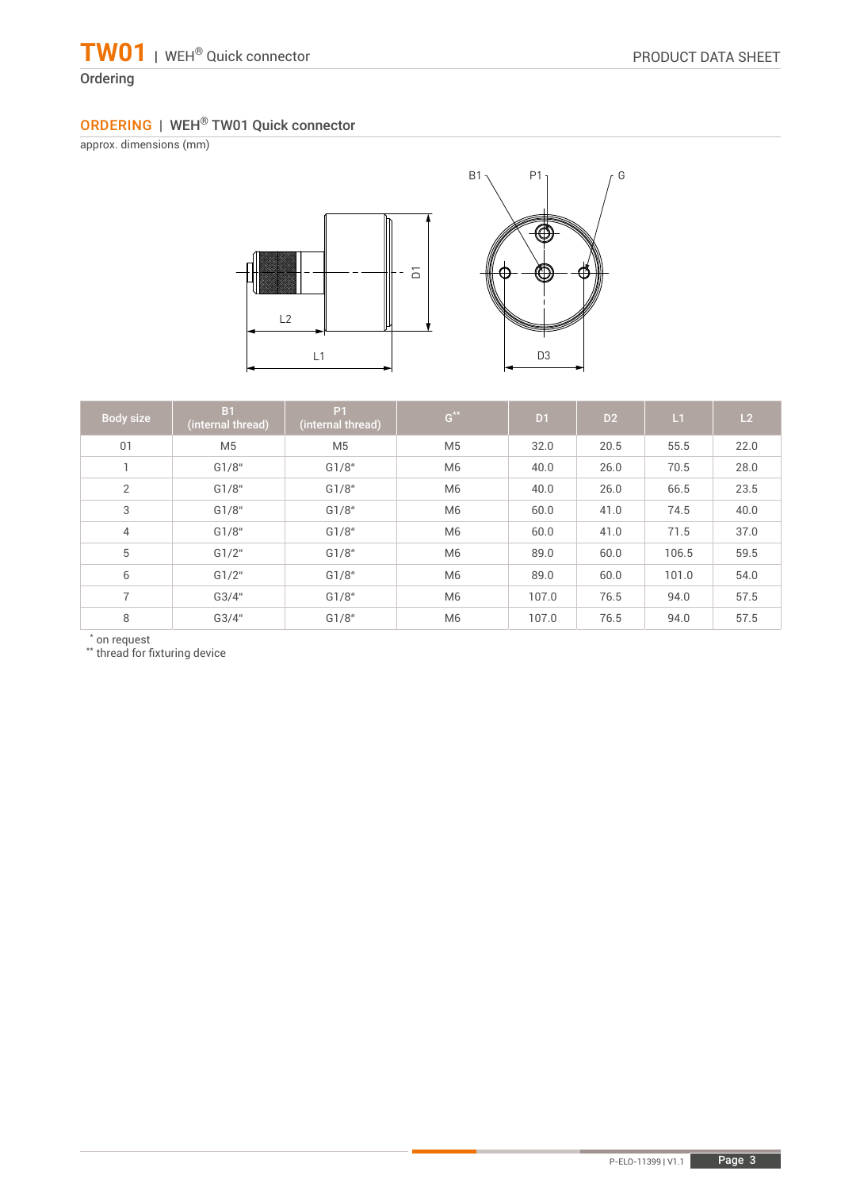Ordering

## ORDERING | WEH® TW01 Quick connector

approx. dimensions (mm)

| Body size | B1 (internal thread) | P1 (internal thread) | G** | D1 | D2 | L1 | L2 |
|---|---|---|---|---|---|---|---|
| 01 | M5 | M5 | M5 | 32.0 | 20.5 | 55.5 | 22.0 |
| 1 | G1/8" | G1/8" | M6 | 40.0 | 26.0 | 70.5 | 28.0 |
| 2 | G1/8" | G1/8" | M6 | 40.0 | 26.0 | 66.5 | 23.5 |
| 3 | G1/8" | G1/8" | M6 | 60.0 | 41.0 | 74.5 | 40.0 |
| 4 | G1/8" | G1/8" | M6 | 60.0 | 41.0 | 71.5 | 37.0 |
| 5 | G1/2" | G1/8" | M6 | 89.0 | 60.0 | 106.5 | 59.5 |
| 6 | G1/2" | G1/8" | M6 | 89.0 | 60.0 | 101.0 | 54.0 |
| 7 | G3/4" | G1/8" | M6 | 107.0 | 76.5 | 94.0 | 57.5 |
| 8 | G3/4" | G1/8" | M6 | 107.0 | 76.5 | 94.0 | 57.5 |

* on request
** thread for fixturing device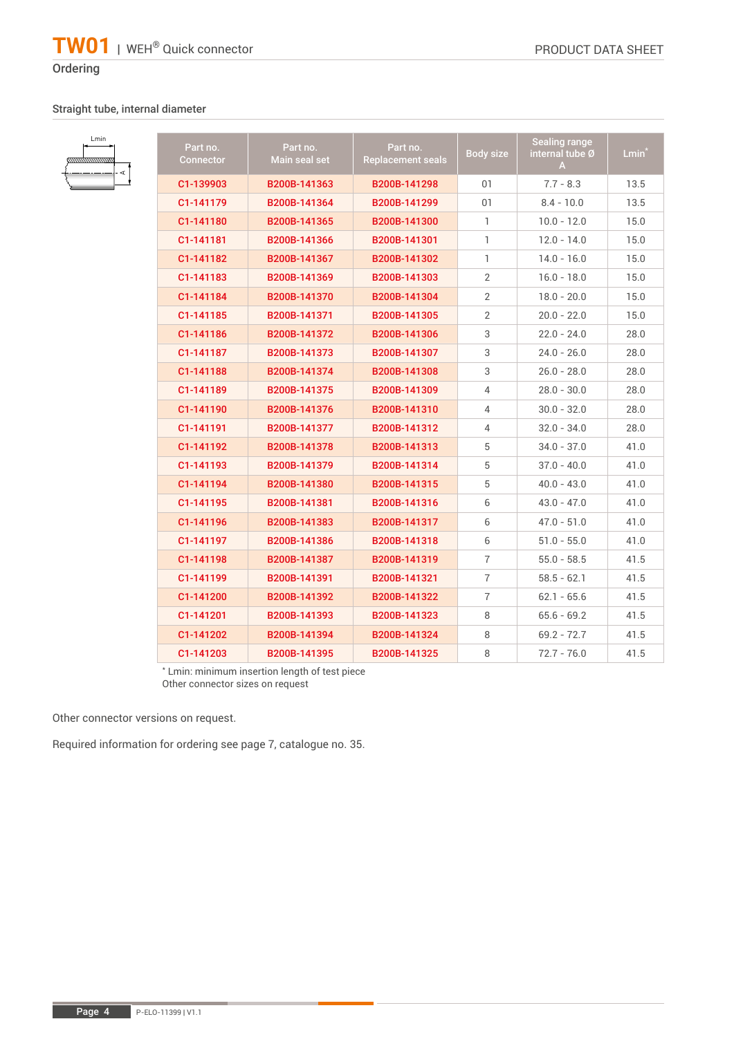## Ordering

### Straight tube, internal diameter

| Part no. Connector | Part no. Main seal set | Part no. Replacement seals | Body size | Sealing range internal tube Ø A | Lmin* |
|---|---|---|---|---|---|
| C1-139903 | B200B-141363 | B200B-141298 | 01 | 7.7 - 8.3 | 13.5 |
| C1-141179 | B200B-141364 | B200B-141299 | 01 | 8.4 - 10.0 | 13.5 |
| C1-141180 | B200B-141365 | B200B-141300 | 1 | 10.0 - 12.0 | 15.0 |
| C1-141181 | B200B-141366 | B200B-141301 | 1 | 12.0 - 14.0 | 15.0 |
| C1-141182 | B200B-141367 | B200B-141302 | 1 | 14.0 - 16.0 | 15.0 |
| C1-141183 | B200B-141369 | B200B-141303 | 2 | 16.0 - 18.0 | 15.0 |
| C1-141184 | B200B-141370 | B200B-141304 | 2 | 18.0 - 20.0 | 15.0 |
| C1-141185 | B200B-141371 | B200B-141305 | 2 | 20.0 - 22.0 | 15.0 |
| C1-141186 | B200B-141372 | B200B-141306 | 3 | 22.0 - 24.0 | 28.0 |
| C1-141187 | B200B-141373 | B200B-141307 | 3 | 24.0 - 26.0 | 28.0 |
| C1-141188 | B200B-141374 | B200B-141308 | 3 | 26.0 - 28.0 | 28.0 |
| C1-141189 | B200B-141375 | B200B-141309 | 4 | 28.0 - 30.0 | 28.0 |
| C1-141190 | B200B-141376 | B200B-141310 | 4 | 30.0 - 32.0 | 28.0 |
| C1-141191 | B200B-141377 | B200B-141312 | 4 | 32.0 - 34.0 | 28.0 |
| C1-141192 | B200B-141378 | B200B-141313 | 5 | 34.0 - 37.0 | 41.0 |
| C1-141193 | B200B-141379 | B200B-141314 | 5 | 37.0 - 40.0 | 41.0 |
| C1-141194 | B200B-141380 | B200B-141315 | 5 | 40.0 - 43.0 | 41.0 |
| C1-141195 | B200B-141381 | B200B-141316 | 6 | 43.0 - 47.0 | 41.0 |
| C1-141196 | B200B-141383 | B200B-141317 | 6 | 47.0 - 51.0 | 41.0 |
| C1-141197 | B200B-141386 | B200B-141318 | 6 | 51.0 - 55.0 | 41.0 |
| C1-141198 | B200B-141387 | B200B-141319 | 7 | 55.0 - 58.5 | 41.5 |
| C1-141199 | B200B-141391 | B200B-141321 | 7 | 58.5 - 62.1 | 41.5 |
| C1-141200 | B200B-141392 | B200B-141322 | 7 | 62.1 - 65.6 | 41.5 |
| C1-141201 | B200B-141393 | B200B-141323 | 8 | 65.6 - 69.2 | 41.5 |
| C1-141202 | B200B-141394 | B200B-141324 | 8 | 69.2 - 72.7 | 41.5 |
| C1-141203 | B200B-141395 | B200B-141325 | 8 | 72.7 - 76.0 | 41.5 |

\* Lmin: minimum insertion length of test piece
Other connector sizes on request

Other connector versions on request.

Required information for ordering see page 7, catalogue no. 35.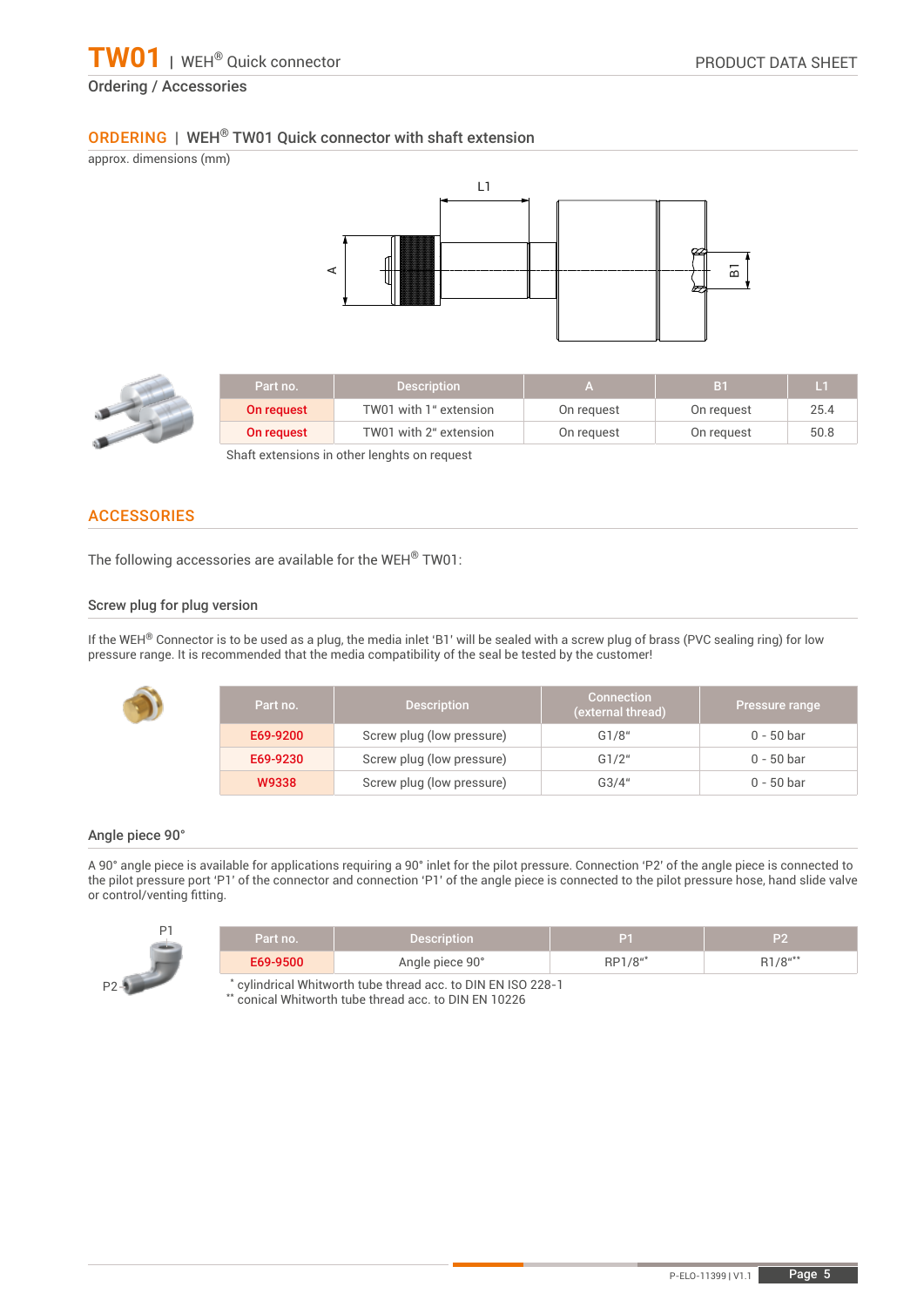Ordering / Accessories

## ORDERING | WEH® TW01 Quick connector with shaft extension

approx. dimensions (mm)

| Part no. | Description | A | B1 | L1 |
|---|---|---|---|---|
| On request | TW01 with 1" extension | On request | On request | 25.4 |
| On request | TW01 with 2" extension | On request | On request | 50.8 |

Shaft extensions in other lenghts on request

## ACCESSORIES

The following accessories are available for the WEH® TW01:

### Screw plug for plug version

If the WEH® Connector is to be used as a plug, the media inlet 'B1' will be sealed with a screw plug of brass (PVC sealing ring) for low pressure range. It is recommended that the media compatibility of the seal be tested by the customer!

| Part no. | Description | Connection (external thread) | Pressure range |
|---|---|---|---|
| E69-9200 | Screw plug (low pressure) | G1/8" | 0 - 50 bar |
| E69-9230 | Screw plug (low pressure) | G1/2" | 0 - 50 bar |
| W9338 | Screw plug (low pressure) | G3/4" | 0 - 50 bar |

### Angle piece 90°

A 90° angle piece is available for applications requiring a 90° inlet for the pilot pressure. Connection 'P2' of the angle piece is connected to the pilot pressure port 'P1' of the connector and connection 'P1' of the angle piece is connected to the pilot pressure hose, hand slide valve or control/venting fitting.

| Part no. | Description | P1 | P2 |
|---|---|---|---|
| E69-9500 | Angle piece 90° | RP1/8"* | R1/8"** |

* cylindrical Whitworth tube thread acc. to DIN EN ISO 228-1
** conical Whitworth tube thread acc. to DIN EN 10226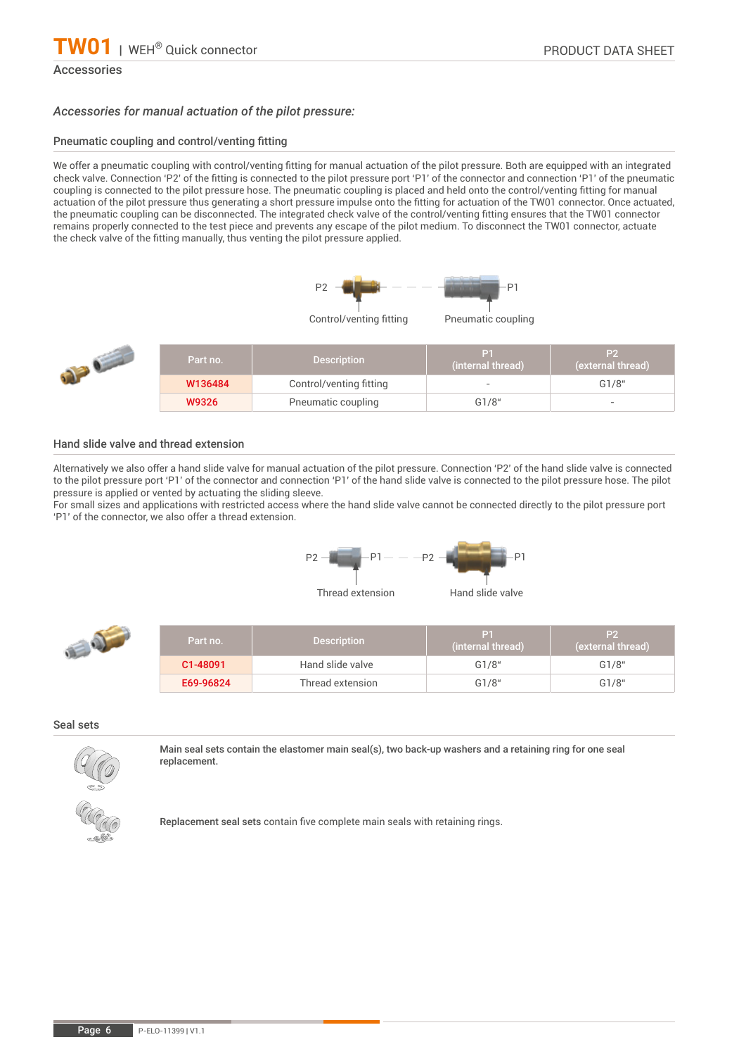## Accessories

*Accessories for manual actuation of the pilot pressure:*

### Pneumatic coupling and control/venting fitting

We offer a pneumatic coupling with control/venting fitting for manual actuation of the pilot pressure. Both are equipped with an integrated check valve. Connection 'P2' of the fitting is connected to the pilot pressure port 'P1' of the connector and connection 'P1' of the pneumatic coupling is connected to the pilot pressure hose. The pneumatic coupling is placed and held onto the control/venting fitting for manual actuation of the pilot pressure thus generating a short pressure impulse onto the fitting for actuation of the TW01 connector. Once actuated, the pneumatic coupling can be disconnected. The integrated check valve of the control/venting fitting ensures that the TW01 connector remains properly connected to the test piece and prevents any escape of the pilot medium. To disconnect the TW01 connector, actuate the check valve of the fitting manually, thus venting the pilot pressure applied.

P2 — Control/venting fitting — Pneumatic coupling — P1

| Part no. | Description | P1 (internal thread) | P2 (external thread) |
|---|---|---|---|
| W136484 | Control/venting fitting | - | G1/8" |
| W9326 | Pneumatic coupling | G1/8" | - |

### Hand slide valve and thread extension

Alternatively we also offer a hand slide valve for manual actuation of the pilot pressure. Connection 'P2' of the hand slide valve is connected to the pilot pressure port 'P1' of the connector and connection 'P1' of the hand slide valve is connected to the pilot pressure hose. The pilot pressure is applied or vented by actuating the sliding sleeve.
For small sizes and applications with restricted access where the hand slide valve cannot be connected directly to the pilot pressure port 'P1' of the connector, we also offer a thread extension.

P2 — Thread extension — P1 — P2 — Hand slide valve — P1

| Part no. | Description | P1 (internal thread) | P2 (external thread) |
|---|---|---|---|
| C1-48091 | Hand slide valve | G1/8" | G1/8" |
| E69-96824 | Thread extension | G1/8" | G1/8" |

### Seal sets

**Main seal sets contain the elastomer main seal(s), two back-up washers and a retaining ring for one seal replacement.**

**Replacement seal sets** contain five complete main seals with retaining rings.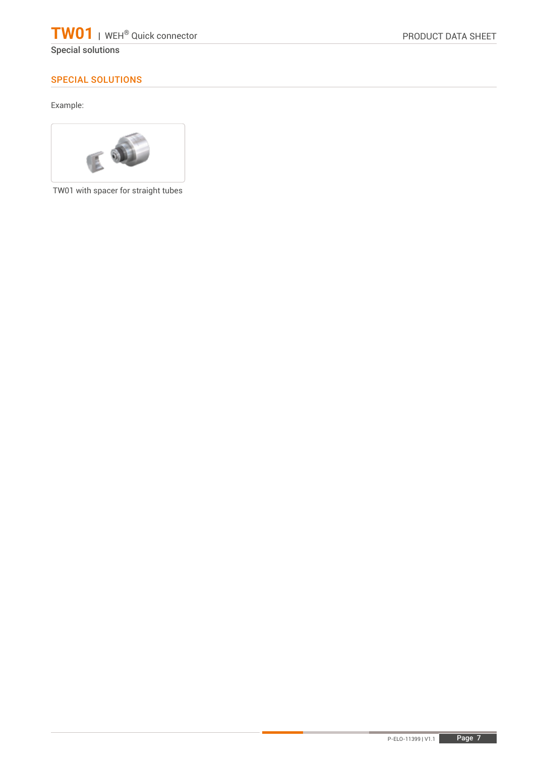## SPECIAL SOLUTIONS

Example:

TW01 with spacer for straight tubes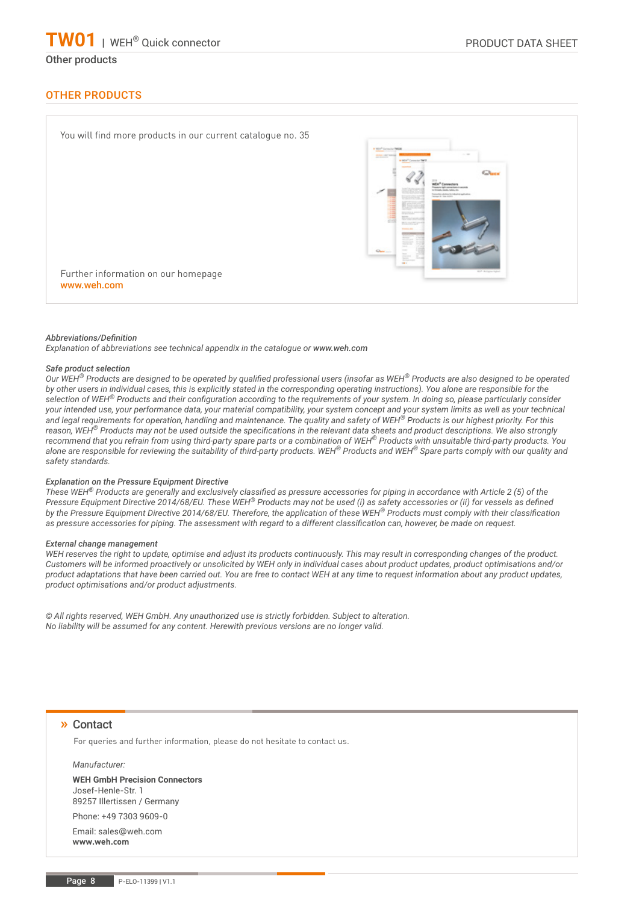## Other products

## OTHER PRODUCTS

You will find more products in our current catalogue no. 35

Further information on our homepage
www.weh.com

***Abbreviations/Definition***
*Explanation of abbreviations see technical appendix in the catalogue or* ***www.weh.com***

***Safe product selection***
*Our WEH® Products are designed to be operated by qualified professional users (insofar as WEH® Products are also designed to be operated by other users in individual cases, this is explicitly stated in the corresponding operating instructions). You alone are responsible for the selection of WEH® Products and their configuration according to the requirements of your system. In doing so, please particularly consider your intended use, your performance data, your material compatibility, your system concept and your system limits as well as your technical and legal requirements for operation, handling and maintenance. The quality and safety of WEH® Products is our highest priority. For this reason, WEH® Products may not be used outside the specifications in the relevant data sheets and product descriptions. We also strongly recommend that you refrain from using third-party spare parts or a combination of WEH® Products with unsuitable third-party products. You alone are responsible for reviewing the suitability of third-party products. WEH® Products and WEH® Spare parts comply with our quality and safety standards.*

***Explanation on the Pressure Equipment Directive***
*These WEH® Products are generally and exclusively classified as pressure accessories for piping in accordance with Article 2 (5) of the Pressure Equipment Directive 2014/68/EU. These WEH® Products may not be used (i) as safety accessories or (ii) for vessels as defined by the Pressure Equipment Directive 2014/68/EU. Therefore, the application of these WEH® Products must comply with their classification as pressure accessories for piping. The assessment with regard to a different classification can, however, be made on request.*

***External change management***
*WEH reserves the right to update, optimise and adjust its products continuously. This may result in corresponding changes of the product. Customers will be informed proactively or unsolicited by WEH only in individual cases about product updates, product optimisations and/or product adaptations that have been carried out. You are free to contact WEH at any time to request information about any product updates, product optimisations and/or product adjustments.*

*© All rights reserved, WEH GmbH. Any unauthorized use is strictly forbidden. Subject to alteration.*
*No liability will be assumed for any content. Herewith previous versions are no longer valid.*

## » Contact

For queries and further information, please do not hesitate to contact us.

*Manufacturer:*

**WEH GmbH Precision Connectors**
Josef-Henle-Str. 1
89257 Illertissen / Germany

Phone: +49 7303 9609-0

Email: sales@weh.com
**www.weh.com**

P-ELO-11399 | V1.1